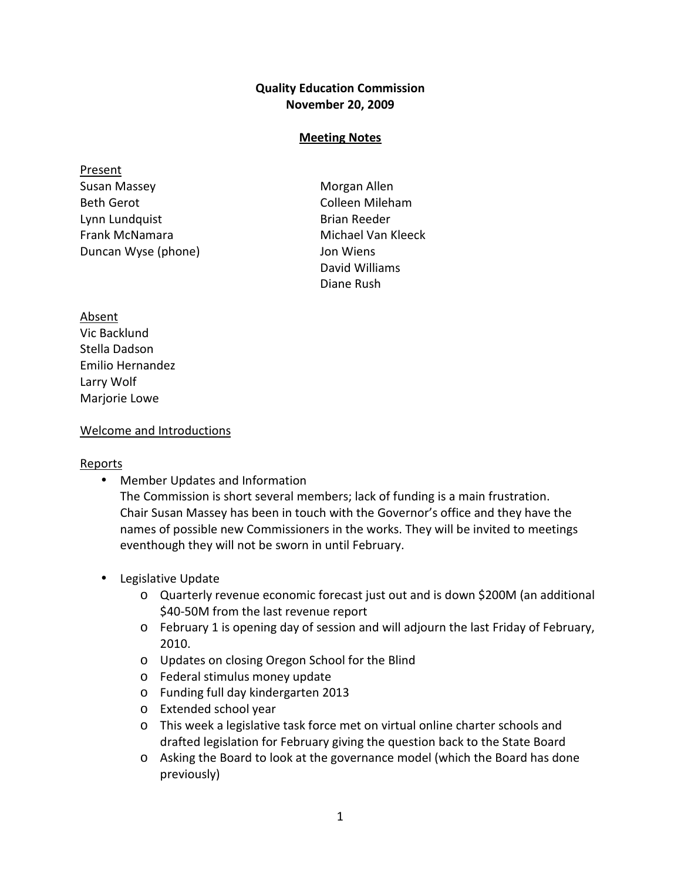**Quality Education Commission**
**November 20, 2009**

**Meeting Notes**

Present

Susan Massey
Beth Gerot
Lynn Lundquist
Frank McNamara
Duncan Wyse (phone)
Morgan Allen
Colleen Mileham
Brian Reeder
Michael Van Kleeck
Jon Wiens
David Williams
Diane Rush

Absent

Vic Backlund
Stella Dadson
Emilio Hernandez
Larry Wolf
Marjorie Lowe

Welcome and Introductions

Reports

- Member Updates and Information
  The Commission is short several members; lack of funding is a main frustration. Chair Susan Massey has been in touch with the Governor's office and they have the names of possible new Commissioners in the works. They will be invited to meetings eventhough they will not be sworn in until February.

- Legislative Update
  - Quarterly revenue economic forecast just out and is down $200M (an additional $40-50M from the last revenue report
  - February 1 is opening day of session and will adjourn the last Friday of February, 2010.
  - Updates on closing Oregon School for the Blind
  - Federal stimulus money update
  - Funding full day kindergarten 2013
  - Extended school year
  - This week a legislative task force met on virtual online charter schools and drafted legislation for February giving the question back to the State Board
  - Asking the Board to look at the governance model (which the Board has done previously)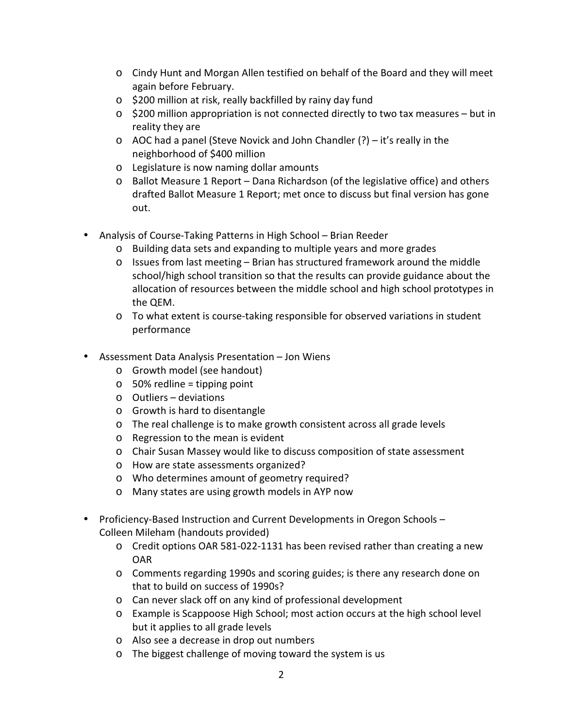- Cindy Hunt and Morgan Allen testified on behalf of the Board and they will meet again before February.
  - $200 million at risk, really backfilled by rainy day fund
  - $200 million appropriation is not connected directly to two tax measures – but in reality they are
  - AOC had a panel (Steve Novick and John Chandler (?) – it's really in the neighborhood of $400 million
  - Legislature is now naming dollar amounts
  - Ballot Measure 1 Report – Dana Richardson (of the legislative office) and others drafted Ballot Measure 1 Report; met once to discuss but final version has gone out.

- Analysis of Course-Taking Patterns in High School – Brian Reeder
  - Building data sets and expanding to multiple years and more grades
  - Issues from last meeting – Brian has structured framework around the middle school/high school transition so that the results can provide guidance about the allocation of resources between the middle school and high school prototypes in the QEM.
  - To what extent is course-taking responsible for observed variations in student performance

- Assessment Data Analysis Presentation – Jon Wiens
  - Growth model (see handout)
  - 50% redline = tipping point
  - Outliers – deviations
  - Growth is hard to disentangle
  - The real challenge is to make growth consistent across all grade levels
  - Regression to the mean is evident
  - Chair Susan Massey would like to discuss composition of state assessment
  - How are state assessments organized?
  - Who determines amount of geometry required?
  - Many states are using growth models in AYP now

- Proficiency-Based Instruction and Current Developments in Oregon Schools – Colleen Mileham (handouts provided)
  - Credit options OAR 581-022-1131 has been revised rather than creating a new OAR
  - Comments regarding 1990s and scoring guides; is there any research done on that to build on success of 1990s?
  - Can never slack off on any kind of professional development
  - Example is Scappoose High School; most action occurs at the high school level but it applies to all grade levels
  - Also see a decrease in drop out numbers
  - The biggest challenge of moving toward the system is us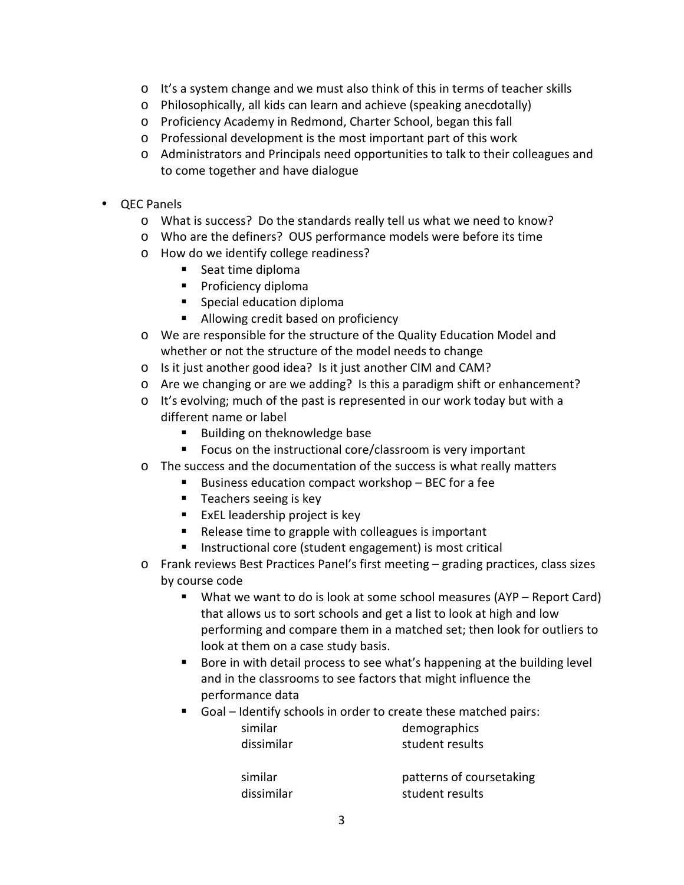- It's a system change and we must also think of this in terms of teacher skills
  - Philosophically, all kids can learn and achieve (speaking anecdotally)
  - Proficiency Academy in Redmond, Charter School, began this fall
  - Professional development is the most important part of this work
  - Administrators and Principals need opportunities to talk to their colleagues and to come together and have dialogue

- QEC Panels
  - What is success? Do the standards really tell us what we need to know?
  - Who are the definers? OUS performance models were before its time
  - How do we identify college readiness?
    - Seat time diploma
    - Proficiency diploma
    - Special education diploma
    - Allowing credit based on proficiency
  - We are responsible for the structure of the Quality Education Model and whether or not the structure of the model needs to change
  - Is it just another good idea? Is it just another CIM and CAM?
  - Are we changing or are we adding? Is this a paradigm shift or enhancement?
  - It's evolving; much of the past is represented in our work today but with a different name or label
    - Building on theknowledge base
    - Focus on the instructional core/classroom is very important
  - The success and the documentation of the success is what really matters
    - Business education compact workshop – BEC for a fee
    - Teachers seeing is key
    - ExEL leadership project is key
    - Release time to grapple with colleagues is important
    - Instructional core (student engagement) is most critical
  - Frank reviews Best Practices Panel's first meeting – grading practices, class sizes by course code
    - What we want to do is look at some school measures (AYP – Report Card) that allows us to sort schools and get a list to look at high and low performing and compare them in a matched set; then look for outliers to look at them on a case study basis.
    - Bore in with detail process to see what's happening at the building level and in the classrooms to see factors that might influence the performance data
    - Goal – Identify schools in order to create these matched pairs:

      similar — demographics
      dissimilar — student results

      similar — patterns of coursetaking
      dissimilar — student results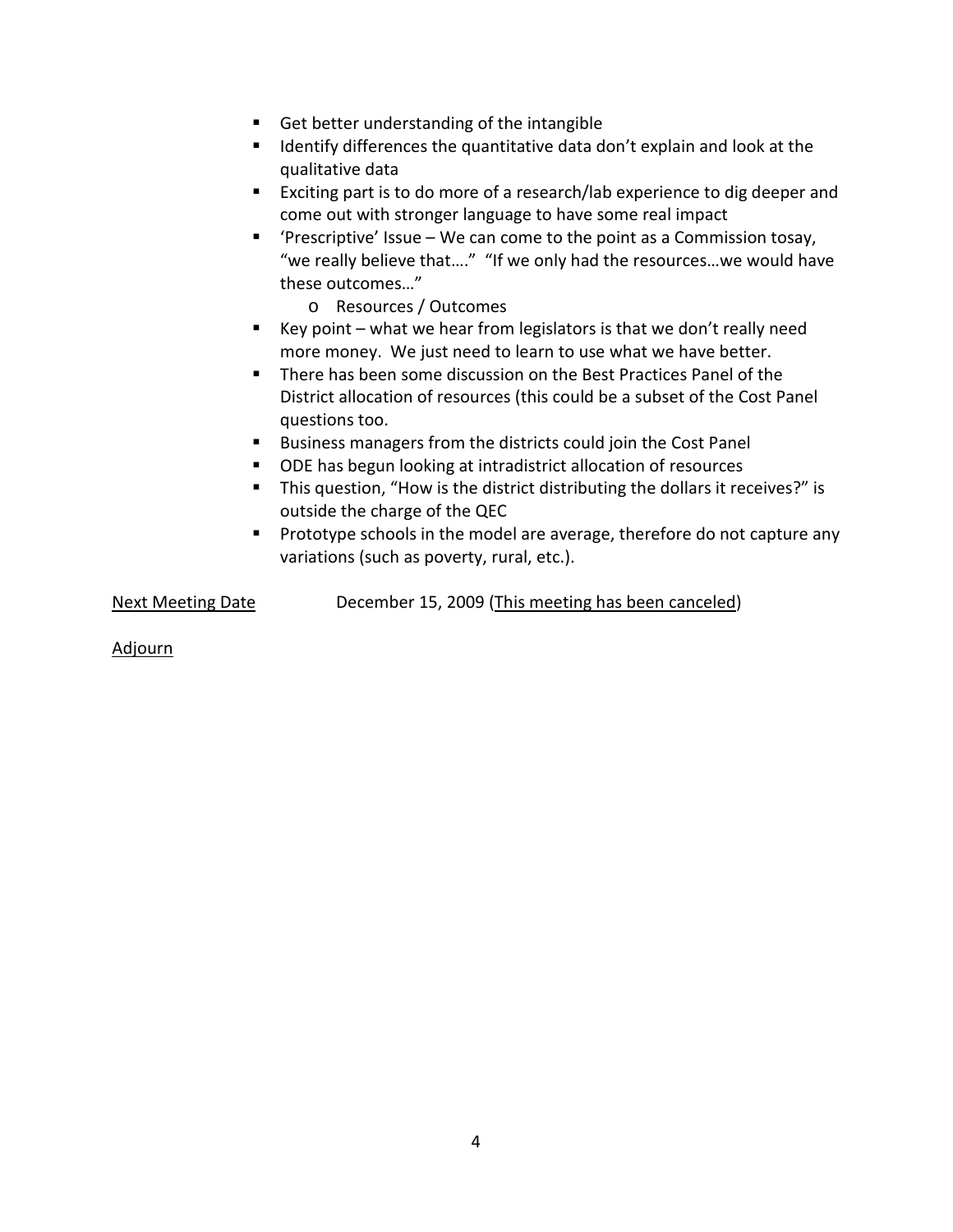- Get better understanding of the intangible
- Identify differences the quantitative data don't explain and look at the qualitative data
- Exciting part is to do more of a research/lab experience to dig deeper and come out with stronger language to have some real impact
- 'Prescriptive' Issue – We can come to the point as a Commission tosay, "we really believe that…." "If we only had the resources…we would have these outcomes…"
  - Resources / Outcomes
- Key point – what we hear from legislators is that we don't really need more money. We just need to learn to use what we have better.
- There has been some discussion on the Best Practices Panel of the District allocation of resources (this could be a subset of the Cost Panel questions too.
- Business managers from the districts could join the Cost Panel
- ODE has begun looking at intradistrict allocation of resources
- This question, "How is the district distributing the dollars it receives?" is outside the charge of the QEC
- Prototype schools in the model are average, therefore do not capture any variations (such as poverty, rural, etc.).

<u>Next Meeting Date</u> December 15, 2009 (<u>This meeting has been canceled</u>)

<u>Adjourn</u>